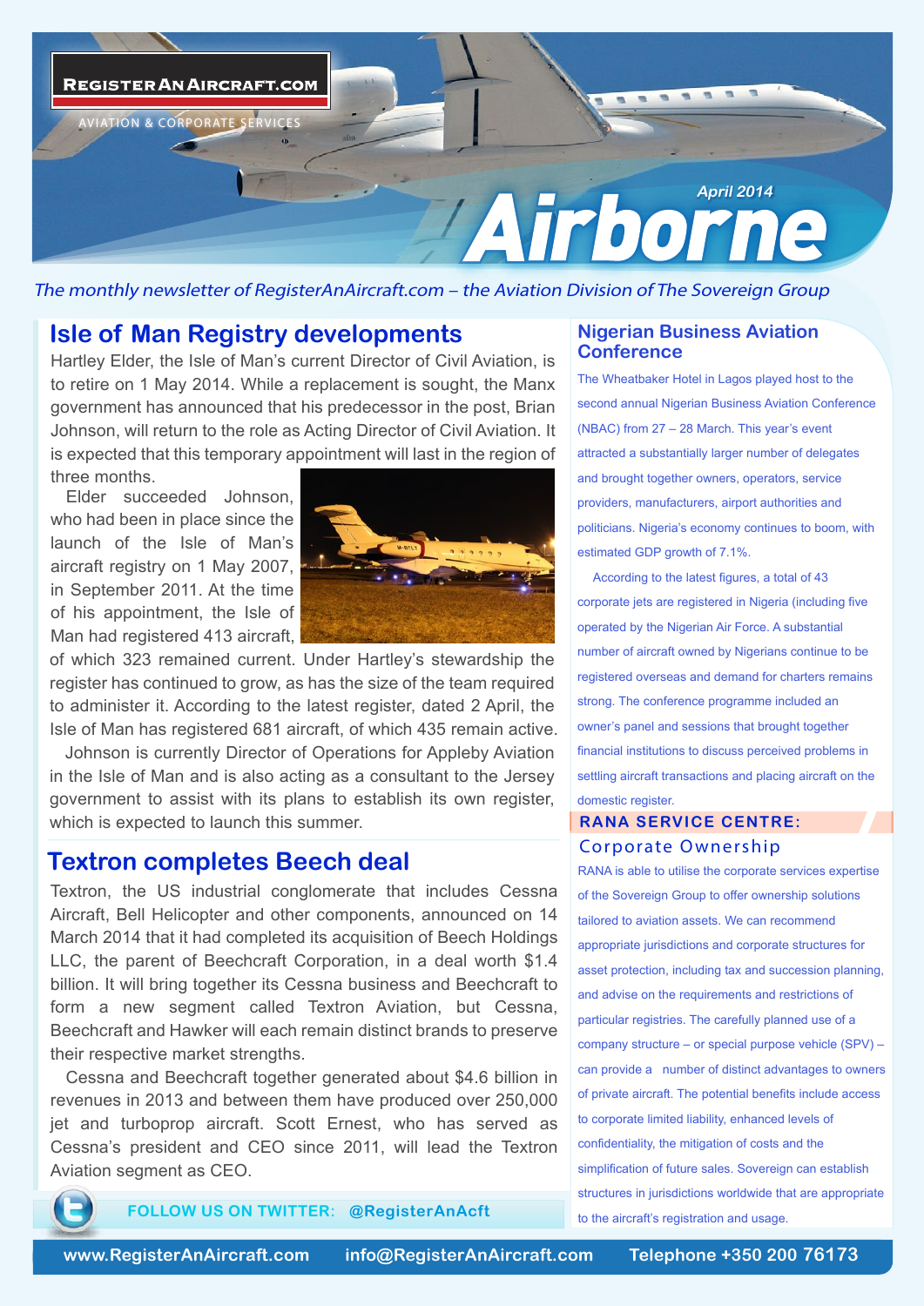REGISTERANAIRCRAFT.COM

AVIATION & CORPORATE SERVICES

April 2014

# Airborne

*The monthly newsletter of RegisterAnAircraft.com – the Aviation Division of The Sovereign Group*

## Isle of Man Registry developments

Hartley Elder, the Isle of Man's current Director of Civil Aviation, is to retire on 1 May 2014. While a replacement is sought, the Manx government has announced that his predecessor in the post, Brian Johnson, will return to the role as Acting Director of Civil Aviation. It is expected that this temporary appointment will last in the region of three months.

Elder succeeded Johnson, who had been in place since the launch of the Isle of Man's aircraft registry on 1 May 2007, in September 2011. At the time of his appointment, the Isle of Man had registered 413 aircraft, of which 323 remained current. Under Hartley's stewardship the register has continued to grow, as has the size of the team required to administer it. According to the latest register, dated 2 April, the Isle of Man has registered 681 aircraft, of which 435 remain active.

Johnson is currently Director of Operations for Appleby Aviation in the Isle of Man and is also acting as a consultant to the Jersey government to assist with its plans to establish its own register, which is expected to launch this summer.

## Textron completes Beech deal

Textron, the US industrial conglomerate that includes Cessna Aircraft, Bell Helicopter and other components, announced on 14 March 2014 that it had completed its acquisition of Beech Holdings LLC, the parent of Beechcraft Corporation, in a deal worth $1.4 billion. It will bring together its Cessna business and Beechcraft to form a new segment called Textron Aviation, but Cessna, Beechcraft and Hawker will each remain distinct brands to preserve their respective market strengths.

Cessna and Beechcraft together generated about $4.6 billion in revenues in 2013 and between them have produced over 250,000 jet and turboprop aircraft. Scott Ernest, who has served as Cessna's president and CEO since 2011, will lead the Textron Aviation segment as CEO.

**FOLLOW US ON TWITTER: @RegisterAnAcft**

## Nigerian Business Aviation Conference

The Wheatbaker Hotel in Lagos played host to the second annual Nigerian Business Aviation Conference (NBAC) from 27 – 28 March. This year's event attracted a substantially larger number of delegates and brought together owners, operators, service providers, manufacturers, airport authorities and politicians. Nigeria's economy continues to boom, with estimated GDP growth of 7.1%.

According to the latest figures, a total of 43 corporate jets are registered in Nigeria (including five operated by the Nigerian Air Force. A substantial number of aircraft owned by Nigerians continue to be registered overseas and demand for charters remains strong. The conference programme included an owner's panel and sessions that brought together financial institutions to discuss perceived problems in settling aircraft transactions and placing aircraft on the domestic register.

## RANA SERVICE CENTRE: Corporate Ownership

RANA is able to utilise the corporate services expertise of the Sovereign Group to offer ownership solutions tailored to aviation assets. We can recommend appropriate jurisdictions and corporate structures for asset protection, including tax and succession planning, and advise on the requirements and restrictions of particular registries. The carefully planned use of a company structure – or special purpose vehicle (SPV) – can provide a number of distinct advantages to owners of private aircraft. The potential benefits include access to corporate limited liability, enhanced levels of confidentiality, the mitigation of costs and the simplification of future sales. Sovereign can establish structures in jurisdictions worldwide that are appropriate to the aircraft's registration and usage.

www.RegisterAnAircraft.com info@RegisterAnAircraft.com Telephone +350 200 76173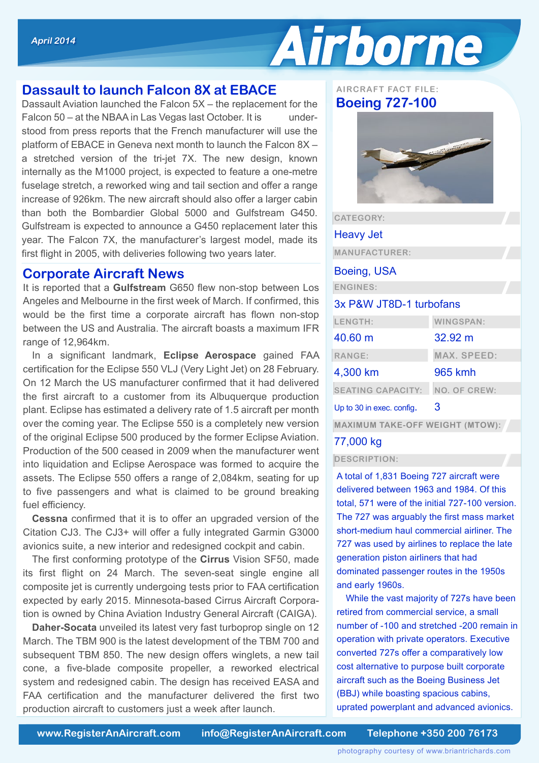# Airborne

April 2014

## Dassault to launch Falcon 8X at EBACE

Dassault Aviation launched the Falcon 5X – the replacement for the Falcon 50 – at the NBAA in Las Vegas last October. It is understood from press reports that the French manufacturer will use the platform of EBACE in Geneva next month to launch the Falcon 8X – a stretched version of the tri-jet 7X. The new design, known internally as the M1000 project, is expected to feature a one-metre fuselage stretch, a reworked wing and tail section and offer a range increase of 926km. The new aircraft should also offer a larger cabin than both the Bombardier Global 5000 and Gulfstream G450. Gulfstream is expected to announce a G450 replacement later this year. The Falcon 7X, the manufacturer's largest model, made its first flight in 2005, with deliveries following two years later.

## Corporate Aircraft News

It is reported that a **Gulfstream** G650 flew non-stop between Los Angeles and Melbourne in the first week of March. If confirmed, this would be the first time a corporate aircraft has flown non-stop between the US and Australia. The aircraft boasts a maximum IFR range of 12,964km.

In a significant landmark, **Eclipse Aerospace** gained FAA certification for the Eclipse 550 VLJ (Very Light Jet) on 28 February. On 12 March the US manufacturer confirmed that it had delivered the first aircraft to a customer from its Albuquerque production plant. Eclipse has estimated a delivery rate of 1.5 aircraft per month over the coming year. The Eclipse 550 is a completely new version of the original Eclipse 500 produced by the former Eclipse Aviation. Production of the 500 ceased in 2009 when the manufacturer went into liquidation and Eclipse Aerospace was formed to acquire the assets. The Eclipse 550 offers a range of 2,084km, seating for up to five passengers and what is claimed to be ground breaking fuel efficiency.

**Cessna** confirmed that it is to offer an upgraded version of the Citation CJ3. The CJ3+ will offer a fully integrated Garmin G3000 avionics suite, a new interior and redesigned cockpit and cabin.

The first conforming prototype of the **Cirrus** Vision SF50, made its first flight on 24 March. The seven-seat single engine all composite jet is currently undergoing tests prior to FAA certification expected by early 2015. Minnesota-based Cirrus Aircraft Corporation is owned by China Aviation Industry General Aircraft (CAIGA).

**Daher-Socata** unveiled its latest very fast turboprop single on 12 March. The TBM 900 is the latest development of the TBM 700 and subsequent TBM 850. The new design offers winglets, a new tail cone, a five-blade composite propeller, a reworked electrical system and redesigned cabin. The design has received EASA and FAA certification and the manufacturer delivered the first two production aircraft to customers just a week after launch.

---

AIRCRAFT FACT FILE:

## Boeing 727-100

**CATEGORY:**
Heavy Jet

**MANUFACTURER:**
Boeing, USA

**ENGINES:**
3x P&W JT8D-1 turbofans

| | |
|---|---|
| **LENGTH:** | **WINGSPAN:** |
| 40.60 m | 32.92 m |
| **RANGE:** | **MAX. SPEED:** |
| 4,300 km | 965 kmh |
| **SEATING CAPACITY:** | **NO. OF CREW:** |
| Up to 30 in exec. config. | 3 |

**MAXIMUM TAKE-OFF WEIGHT (MTOW):**
77,000 kg

**DESCRIPTION:**

A total of 1,831 Boeing 727 aircraft were delivered between 1963 and 1984. Of this total, 571 were of the initial 727-100 version. The 727 was arguably the first mass market short-medium haul commercial airliner. The 727 was used by airlines to replace the late generation piston airliners that had dominated passenger routes in the 1950s and early 1960s.

While the vast majority of 727s have been retired from commercial service, a small number of -100 and stretched -200 remain in operation with private operators. Executive converted 727s offer a comparatively low cost alternative to purpose built corporate aircraft such as the Boeing Business Jet (BBJ) while boasting spacious cabins, uprated powerplant and advanced avionics.

---

www.RegisterAnAircraft.com   info@RegisterAnAircraft.com   Telephone +350 200 76173

photography courtesy of www.briantrichards.com